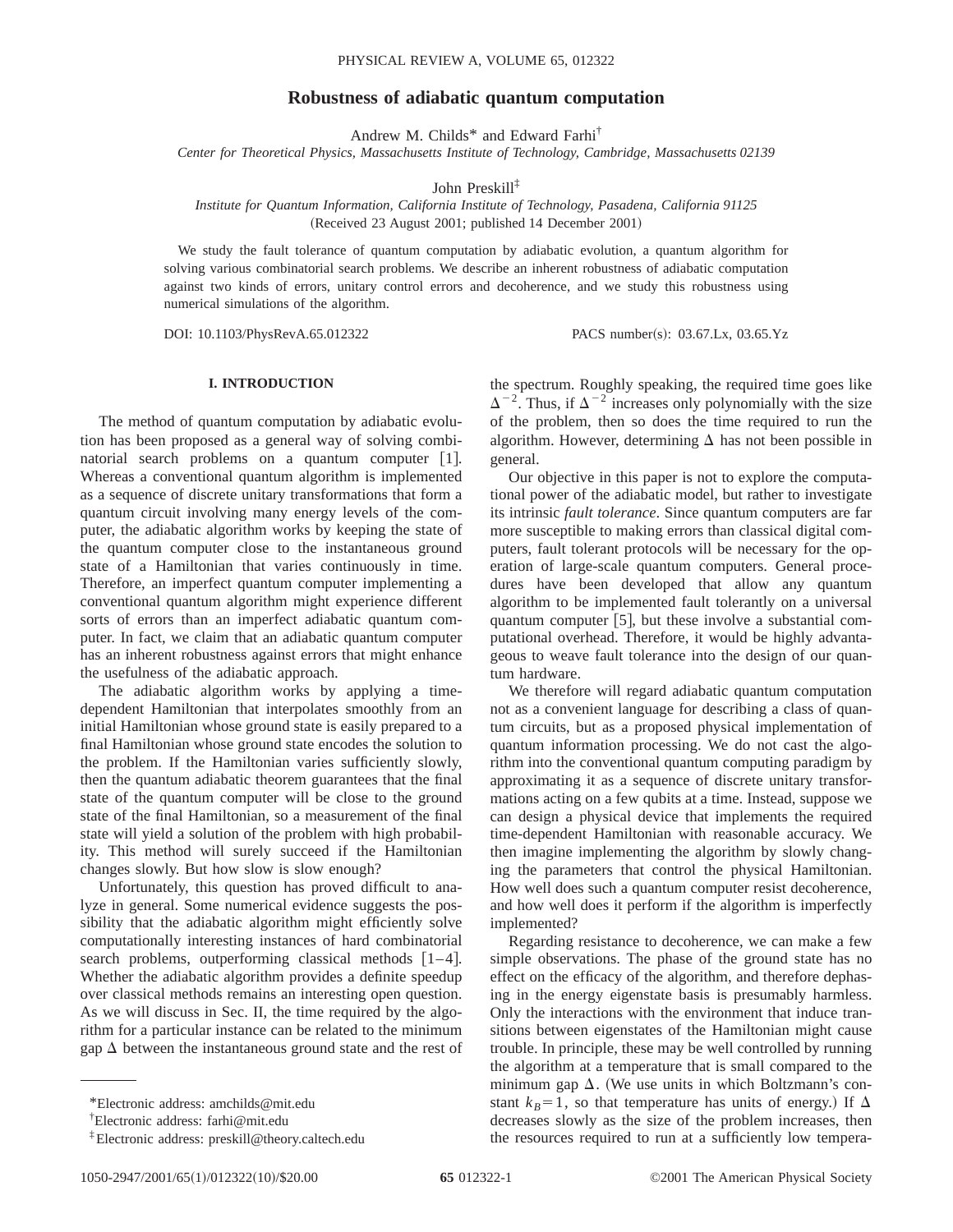# Robustness of adiabatic quantum computation

Andrew M. Childs* and Edward Farhi†

*Center for Theoretical Physics, Massachusetts Institute of Technology, Cambridge, Massachusetts 02139*

John Preskill‡

*Institute for Quantum Information, California Institute of Technology, Pasadena, California 91125*

(Received 23 August 2001; published 14 December 2001)

We study the fault tolerance of quantum computation by adiabatic evolution, a quantum algorithm for solving various combinatorial search problems. We describe an inherent robustness of adiabatic computation against two kinds of errors, unitary control errors and decoherence, and we study this robustness using numerical simulations of the algorithm.

DOI: 10.1103/PhysRevA.65.012322 PACS number(s): 03.67.Lx, 03.65.Yz

## I. INTRODUCTION

The method of quantum computation by adiabatic evolution has been proposed as a general way of solving combinatorial search problems on a quantum computer [1]. Whereas a conventional quantum algorithm is implemented as a sequence of discrete unitary transformations that form a quantum circuit involving many energy levels of the computer, the adiabatic algorithm works by keeping the state of the quantum computer close to the instantaneous ground state of a Hamiltonian that varies continuously in time. Therefore, an imperfect quantum computer implementing a conventional quantum algorithm might experience different sorts of errors than an imperfect adiabatic quantum computer. In fact, we claim that an adiabatic quantum computer has an inherent robustness against errors that might enhance the usefulness of the adiabatic approach.

The adiabatic algorithm works by applying a time-dependent Hamiltonian that interpolates smoothly from an initial Hamiltonian whose ground state is easily prepared to a final Hamiltonian whose ground state encodes the solution to the problem. If the Hamiltonian varies sufficiently slowly, then the quantum adiabatic theorem guarantees that the final state of the quantum computer will be close to the ground state of the final Hamiltonian, so a measurement of the final state will yield a solution of the problem with high probability. This method will surely succeed if the Hamiltonian changes slowly. But how slow is slow enough?

Unfortunately, this question has proved difficult to analyze in general. Some numerical evidence suggests the possibility that the adiabatic algorithm might efficiently solve computationally interesting instances of hard combinatorial search problems, outperforming classical methods [1–4]. Whether the adiabatic algorithm provides a definite speedup over classical methods remains an interesting open question. As we will discuss in Sec. II, the time required by the algorithm for a particular instance can be related to the minimum gap $\Delta$ between the instantaneous ground state and the rest of the spectrum. Roughly speaking, the required time goes like $\Delta^{-2}$. Thus, if $\Delta^{-2}$ increases only polynomially with the size of the problem, then so does the time required to run the algorithm. However, determining $\Delta$ has not been possible in general.

Our objective in this paper is not to explore the computational power of the adiabatic model, but rather to investigate its intrinsic *fault tolerance*. Since quantum computers are far more susceptible to making errors than classical digital computers, fault tolerant protocols will be necessary for the operation of large-scale quantum computers. General procedures have been developed that allow any quantum algorithm to be implemented fault tolerantly on a universal quantum computer [5], but these involve a substantial computational overhead. Therefore, it would be highly advantageous to weave fault tolerance into the design of our quantum hardware.

We therefore will regard adiabatic quantum computation not as a convenient language for describing a class of quantum circuits, but as a proposed physical implementation of quantum information processing. We do not cast the algorithm into the conventional quantum computing paradigm by approximating it as a sequence of discrete unitary transformations acting on a few qubits at a time. Instead, suppose we can design a physical device that implements the required time-dependent Hamiltonian with reasonable accuracy. We then imagine implementing the algorithm by slowly changing the parameters that control the physical Hamiltonian. How well does such a quantum computer resist decoherence, and how well does it perform if the algorithm is imperfectly implemented?

Regarding resistance to decoherence, we can make a few simple observations. The phase of the ground state has no effect on the efficacy of the algorithm, and therefore dephasing in the energy eigenstate basis is presumably harmless. Only the interactions with the environment that induce transitions between eigenstates of the Hamiltonian might cause trouble. In principle, these may be well controlled by running the algorithm at a temperature that is small compared to the minimum gap $\Delta$. (We use units in which Boltzmann's constant $k_B = 1$, so that temperature has units of energy.) If $\Delta$ decreases slowly as the size of the problem increases, then the resources required to run at a sufficiently low tempera-

---

*Electronic address: amchilds@mit.edu

†Electronic address: farhi@mit.edu

‡Electronic address: preskill@theory.caltech.edu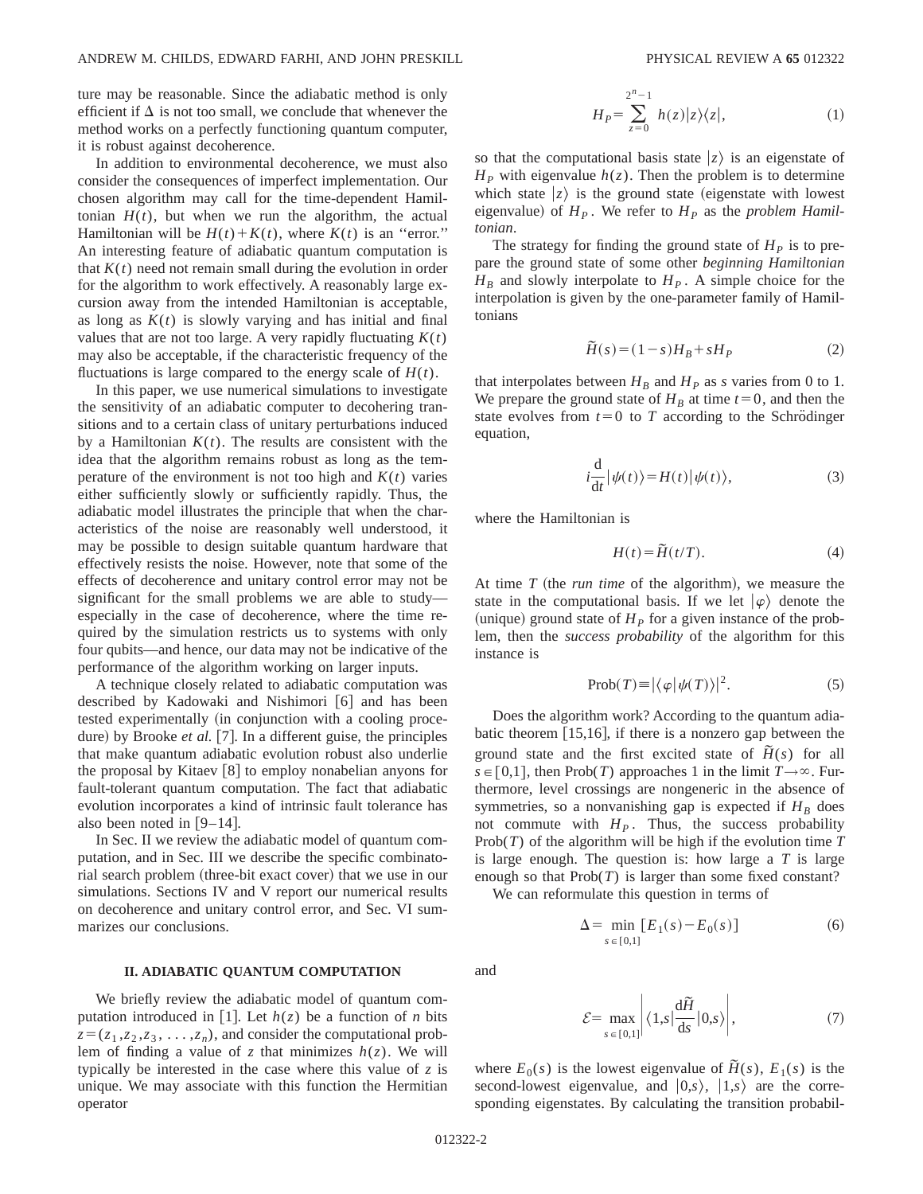ture may be reasonable. Since the adiabatic method is only efficient if $\Delta$ is not too small, we conclude that whenever the method works on a perfectly functioning quantum computer, it is robust against decoherence.

In addition to environmental decoherence, we must also consider the consequences of imperfect implementation. Our chosen algorithm may call for the time-dependent Hamiltonian $H(t)$, but when we run the algorithm, the actual Hamiltonian will be $H(t)+K(t)$, where $K(t)$ is an "error." An interesting feature of adiabatic quantum computation is that $K(t)$ need not remain small during the evolution in order for the algorithm to work effectively. A reasonably large excursion away from the intended Hamiltonian is acceptable, as long as $K(t)$ is slowly varying and has initial and final values that are not too large. A very rapidly fluctuating $K(t)$ may also be acceptable, if the characteristic frequency of the fluctuations is large compared to the energy scale of $H(t)$.

In this paper, we use numerical simulations to investigate the sensitivity of an adiabatic computer to decohering transitions and to a certain class of unitary perturbations induced by a Hamiltonian $K(t)$. The results are consistent with the idea that the algorithm remains robust as long as the temperature of the environment is not too high and $K(t)$ varies either sufficiently slowly or sufficiently rapidly. Thus, the adiabatic model illustrates the principle that when the characteristics of the noise are reasonably well understood, it may be possible to design suitable quantum hardware that effectively resists the noise. However, note that some of the effects of decoherence and unitary control error may not be significant for the small problems we are able to study—especially in the case of decoherence, where the time required by the simulation restricts us to systems with only four qubits—and hence, our data may not be indicative of the performance of the algorithm working on larger inputs.

A technique closely related to adiabatic computation was described by Kadowaki and Nishimori [6] and has been tested experimentally (in conjunction with a cooling procedure) by Brooke *et al.* [7]. In a different guise, the principles that make quantum adiabatic evolution robust also underlie the proposal by Kitaev [8] to employ nonabelian anyons for fault-tolerant quantum computation. The fact that adiabatic evolution incorporates a kind of intrinsic fault tolerance has also been noted in [9–14].

In Sec. II we review the adiabatic model of quantum computation, and in Sec. III we describe the specific combinatorial search problem (three-bit exact cover) that we use in our simulations. Sections IV and V report our numerical results on decoherence and unitary control error, and Sec. VI summarizes our conclusions.

## II. ADIABATIC QUANTUM COMPUTATION

We briefly review the adiabatic model of quantum computation introduced in [1]. Let $h(z)$ be a function of $n$ bits $z=(z_1,z_2,z_3,\ldots,z_n)$, and consider the computational problem of finding a value of $z$ that minimizes $h(z)$. We will typically be interested in the case where this value of $z$ is unique. We may associate with this function the Hermitian operator

$$H_P=\sum_{z=0}^{2^n-1} h(z)|z\rangle\langle z|, \tag{1}$$

so that the computational basis state $|z\rangle$ is an eigenstate of $H_P$ with eigenvalue $h(z)$. Then the problem is to determine which state $|z\rangle$ is the ground state (eigenstate with lowest eigenvalue) of $H_P$. We refer to $H_P$ as the *problem Hamiltonian*.

The strategy for finding the ground state of $H_P$ is to prepare the ground state of some other *beginning Hamiltonian* $H_B$ and slowly interpolate to $H_P$. A simple choice for the interpolation is given by the one-parameter family of Hamiltonians

$$\tilde{H}(s)=(1-s)H_B+sH_P \tag{2}$$

that interpolates between $H_B$ and $H_P$ as $s$ varies from 0 to 1. We prepare the ground state of $H_B$ at time $t=0$, and then the state evolves from $t=0$ to $T$ according to the Schrödinger equation,

$$i\frac{\mathrm{d}}{\mathrm{d}t}|\psi(t)\rangle=H(t)|\psi(t)\rangle, \tag{3}$$

where the Hamiltonian is

$$H(t)=\tilde{H}(t/T). \tag{4}$$

At time $T$ (the *run time* of the algorithm), we measure the state in the computational basis. If we let $|\varphi\rangle$ denote the (unique) ground state of $H_P$ for a given instance of the problem, then the *success probability* of the algorithm for this instance is

$$\mathrm{Prob}(T)\equiv|\langle\varphi|\psi(T)\rangle|^2. \tag{5}$$

Does the algorithm work? According to the quantum adiabatic theorem [15,16], if there is a nonzero gap between the ground state and the first excited state of $\tilde{H}(s)$ for all $s\in[0,1]$, then Prob$(T)$ approaches 1 in the limit $T\to\infty$. Furthermore, level crossings are nongeneric in the absence of symmetries, so a nonvanishing gap is expected if $H_B$ does not commute with $H_P$. Thus, the success probability Prob$(T)$ of the algorithm will be high if the evolution time $T$ is large enough. The question is: how large a $T$ is large enough so that Prob$(T)$ is larger than some fixed constant?

We can reformulate this question in terms of

$$\Delta=\min_{s\in[0,1]}[E_1(s)-E_0(s)] \tag{6}$$

and

$$\mathcal{E}=\max_{s\in[0,1]}\left|\langle 1,s|\frac{\mathrm{d}\tilde{H}}{\mathrm{d}s}|0,s\rangle\right|, \tag{7}$$

where $E_0(s)$ is the lowest eigenvalue of $\tilde{H}(s)$, $E_1(s)$ is the second-lowest eigenvalue, and $|0,s\rangle$, $|1,s\rangle$ are the corresponding eigenstates. By calculating the transition probabil-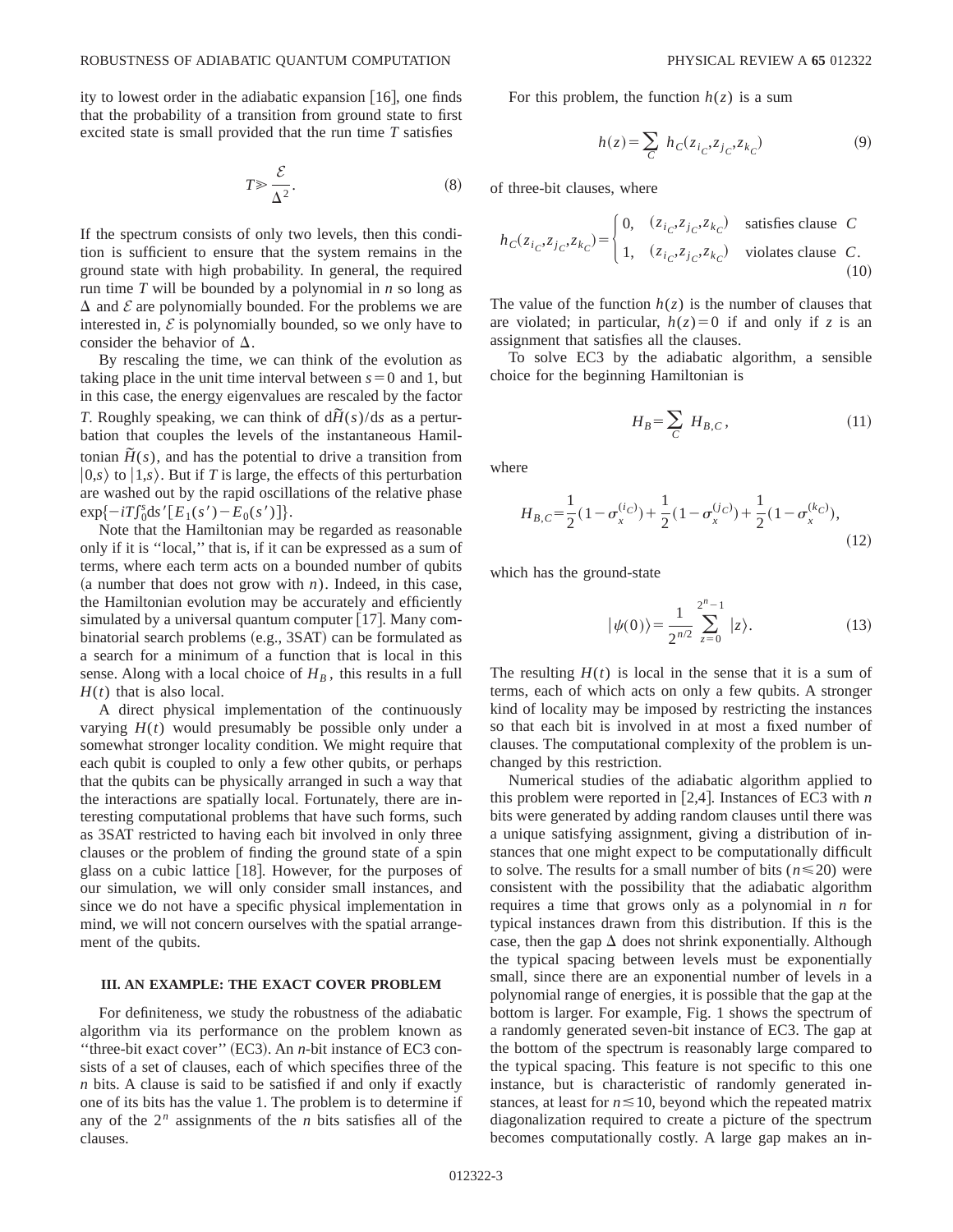ity to lowest order in the adiabatic expansion [16], one finds that the probability of a transition from ground state to first excited state is small provided that the run time $T$ satisfies

$$T \gg \frac{\mathcal{E}}{\Delta^2}. \tag{8}$$

If the spectrum consists of only two levels, then this condition is sufficient to ensure that the system remains in the ground state with high probability. In general, the required run time $T$ will be bounded by a polynomial in $n$ so long as $\Delta$ and $\mathcal{E}$ are polynomially bounded. For the problems we are interested in, $\mathcal{E}$ is polynomially bounded, so we only have to consider the behavior of $\Delta$.

By rescaling the time, we can think of the evolution as taking place in the unit time interval between $s=0$ and 1, but in this case, the energy eigenvalues are rescaled by the factor $T$. Roughly speaking, we can think of $d\tilde{H}(s)/ds$ as a perturbation that couples the levels of the instantaneous Hamiltonian $\tilde{H}(s)$, and has the potential to drive a transition from $|0,s\rangle$ to $|1,s\rangle$. But if $T$ is large, the effects of this perturbation are washed out by the rapid oscillations of the relative phase $\exp\{-iT\int_0^s ds'[E_1(s')-E_0(s')]\}$.

Note that the Hamiltonian may be regarded as reasonable only if it is "local," that is, if it can be expressed as a sum of terms, where each term acts on a bounded number of qubits (a number that does not grow with $n$). Indeed, in this case, the Hamiltonian evolution may be accurately and efficiently simulated by a universal quantum computer [17]. Many combinatorial search problems (e.g., 3SAT) can be formulated as a search for a minimum of a function that is local in this sense. Along with a local choice of $H_B$, this results in a full $H(t)$ that is also local.

A direct physical implementation of the continuously varying $H(t)$ would presumably be possible only under a somewhat stronger locality condition. We might require that each qubit is coupled to only a few other qubits, or perhaps that the qubits can be physically arranged in such a way that the interactions are spatially local. Fortunately, there are interesting computational problems that have such forms, such as 3SAT restricted to having each bit involved in only three clauses or the problem of finding the ground state of a spin glass on a cubic lattice [18]. However, for the purposes of our simulation, we will only consider small instances, and since we do not have a specific physical implementation in mind, we will not concern ourselves with the spatial arrangement of the qubits.

### III. AN EXAMPLE: THE EXACT COVER PROBLEM

For definiteness, we study the robustness of the adiabatic algorithm via its performance on the problem known as "three-bit exact cover" (EC3). An $n$-bit instance of EC3 consists of a set of clauses, each of which specifies three of the $n$ bits. A clause is said to be satisfied if and only if exactly one of its bits has the value 1. The problem is to determine if any of the $2^n$ assignments of the $n$ bits satisfies all of the clauses.

For this problem, the function $h(z)$ is a sum

$$h(z) = \sum_C h_C(z_{i_C}, z_{j_C}, z_{k_C}) \tag{9}$$

of three-bit clauses, where

$$h_C(z_{i_C}, z_{j_C}, z_{k_C}) = \begin{cases} 0, & (z_{i_C}, z_{j_C}, z_{k_C}) \text{ satisfies clause } C \\ 1, & (z_{i_C}, z_{j_C}, z_{k_C}) \text{ violates clause } C. \end{cases} \tag{10}$$

The value of the function $h(z)$ is the number of clauses that are violated; in particular, $h(z)=0$ if and only if $z$ is an assignment that satisfies all the clauses.

To solve EC3 by the adiabatic algorithm, a sensible choice for the beginning Hamiltonian is

$$H_B = \sum_C H_{B,C}, \tag{11}$$

where

$$H_{B,C} = \frac{1}{2}(1-\sigma_x^{(i_C)}) + \frac{1}{2}(1-\sigma_x^{(j_C)}) + \frac{1}{2}(1-\sigma_x^{(k_C)}), \tag{12}$$

which has the ground-state

$$|\psi(0)\rangle = \frac{1}{2^{n/2}} \sum_{z=0}^{2^n-1} |z\rangle. \tag{13}$$

The resulting $H(t)$ is local in the sense that it is a sum of terms, each of which acts on only a few qubits. A stronger kind of locality may be imposed by restricting the instances so that each bit is involved in at most a fixed number of clauses. The computational complexity of the problem is unchanged by this restriction.

Numerical studies of the adiabatic algorithm applied to this problem were reported in [2,4]. Instances of EC3 with $n$ bits were generated by adding random clauses until there was a unique satisfying assignment, giving a distribution of instances that one might expect to be computationally difficult to solve. The results for a small number of bits ($n \le 20$) were consistent with the possibility that the adiabatic algorithm requires a time that grows only as a polynomial in $n$ for typical instances drawn from this distribution. If this is the case, then the gap $\Delta$ does not shrink exponentially. Although the typical spacing between levels must be exponentially small, since there are an exponential number of levels in a polynomial range of energies, it is possible that the gap at the bottom is larger. For example, Fig. 1 shows the spectrum of a randomly generated seven-bit instance of EC3. The gap at the bottom of the spectrum is reasonably large compared to the typical spacing. This feature is not specific to this one instance, but is characteristic of randomly generated instances, at least for $n \lesssim 10$, beyond which the repeated matrix diagonalization required to create a picture of the spectrum becomes computationally costly. A large gap makes an in-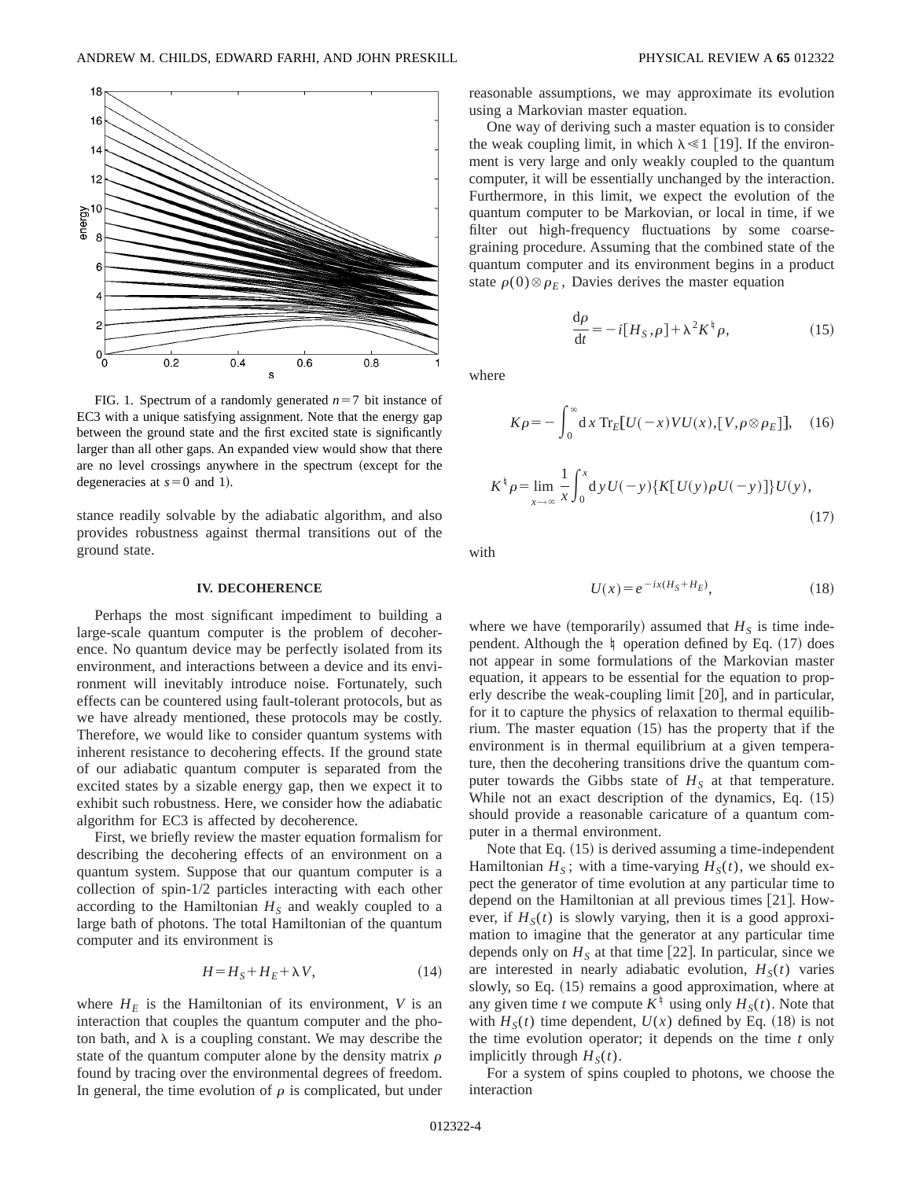FIG. 1. Spectrum of a randomly generated $n=7$ bit instance of EC3 with a unique satisfying assignment. Note that the energy gap between the ground state and the first excited state is significantly larger than all other gaps. An expanded view would show that there are no level crossings anywhere in the spectrum (except for the degeneracies at $s=0$ and 1).

stance readily solvable by the adiabatic algorithm, and also provides robustness against thermal transitions out of the ground state.

## IV. DECOHERENCE

Perhaps the most significant impediment to building a large-scale quantum computer is the problem of decoherence. No quantum device may be perfectly isolated from its environment, and interactions between a device and its environment will inevitably introduce noise. Fortunately, such effects can be countered using fault-tolerant protocols, but as we have already mentioned, these protocols may be costly. Therefore, we would like to consider quantum systems with inherent resistance to decohering effects. If the ground state of our adiabatic quantum computer is separated from the excited states by a sizable energy gap, then we expect it to exhibit such robustness. Here, we consider how the adiabatic algorithm for EC3 is affected by decoherence.

First, we briefly review the master equation formalism for describing the decohering effects of an environment on a quantum system. Suppose that our quantum computer is a collection of spin-1/2 particles interacting with each other according to the Hamiltonian $H_S$ and weakly coupled to a large bath of photons. The total Hamiltonian of the quantum computer and its environment is

$$H=H_S+H_E+\lambda V, \tag{14}$$

where $H_E$ is the Hamiltonian of its environment, $V$ is an interaction that couples the quantum computer and the photon bath, and $\lambda$ is a coupling constant. We may describe the state of the quantum computer alone by the density matrix $\rho$ found by tracing over the environmental degrees of freedom. In general, the time evolution of $\rho$ is complicated, but under reasonable assumptions, we may approximate its evolution using a Markovian master equation.

One way of deriving such a master equation is to consider the weak coupling limit, in which $\lambda \ll 1$ [19]. If the environment is very large and only weakly coupled to the quantum computer, it will be essentially unchanged by the interaction. Furthermore, in this limit, we expect the evolution of the quantum computer to be Markovian, or local in time, if we filter out high-frequency fluctuations by some coarse-graining procedure. Assuming that the combined state of the quantum computer and its environment begins in a product state $\rho(0)\otimes\rho_E$, Davies derives the master equation

$$\frac{\mathrm{d}\rho}{\mathrm{d}t}=-i[H_S,\rho]+\lambda^2 K^{\natural}\rho, \tag{15}$$

where

$$K\rho=-\int_0^\infty \mathrm{d}x\,\mathrm{Tr}_E[U(-x)VU(x),[V,\rho\otimes\rho_E]], \tag{16}$$

$$K^{\natural}\rho=\lim_{x\to\infty}\frac{1}{x}\int_0^x \mathrm{d}y\,U(-y)\{K[U(y)\rho U(-y)]\}U(y), \tag{17}$$

with

$$U(x)=e^{-ix(H_S+H_E)}, \tag{18}$$

where we have (temporarily) assumed that $H_S$ is time independent. Although the $\natural$ operation defined by Eq. (17) does not appear in some formulations of the Markovian master equation, it appears to be essential for the equation to properly describe the weak-coupling limit [20], and in particular, for it to capture the physics of relaxation to thermal equilibrium. The master equation (15) has the property that if the environment is in thermal equilibrium at a given temperature, then the decohering transitions drive the quantum computer towards the Gibbs state of $H_S$ at that temperature. While not an exact description of the dynamics, Eq. (15) should provide a reasonable caricature of a quantum computer in a thermal environment.

Note that Eq. (15) is derived assuming a time-independent Hamiltonian $H_S$; with a time-varying $H_S(t)$, we should expect the generator of time evolution at any particular time to depend on the Hamiltonian at all previous times [21]. However, if $H_S(t)$ is slowly varying, then it is a good approximation to imagine that the generator at any particular time depends only on $H_S$ at that time [22]. In particular, since we are interested in nearly adiabatic evolution, $H_S(t)$ varies slowly, so Eq. (15) remains a good approximation, where at any given time $t$ we compute $K^{\natural}$ using only $H_S(t)$. Note that with $H_S(t)$ time dependent, $U(x)$ defined by Eq. (18) is not the time evolution operator; it depends on the time $t$ only implicitly through $H_S(t)$.

For a system of spins coupled to photons, we choose the interaction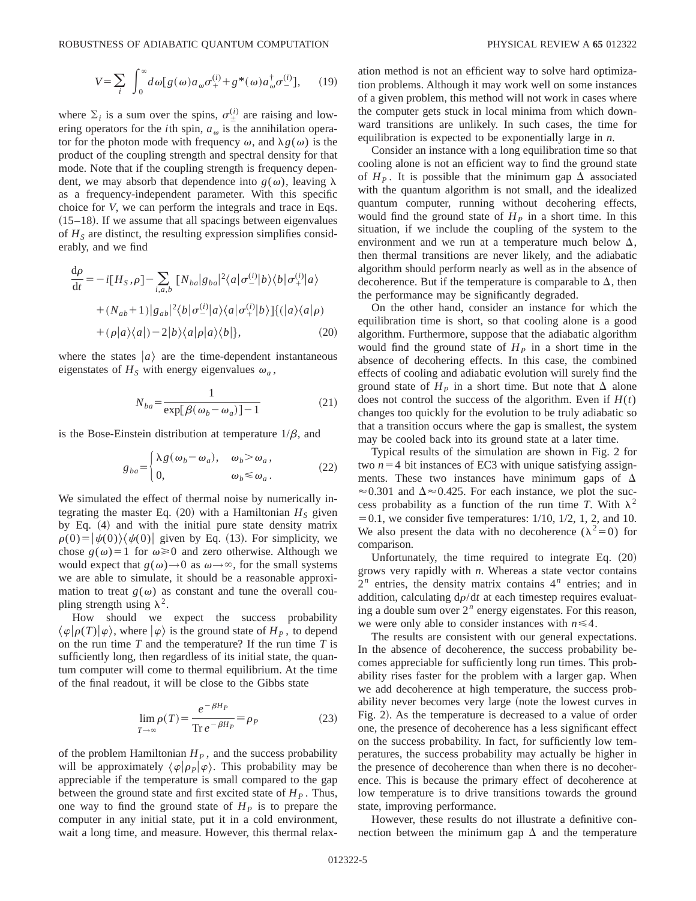$$V = \sum_i \int_0^\infty d\omega [g(\omega) a_\omega \sigma_+^{(i)} + g^*(\omega) a_\omega^\dagger \sigma_-^{(i)}], \tag{19}$$

where $\Sigma_i$ is a sum over the spins, $\sigma_\pm^{(i)}$ are raising and lowering operators for the $i$th spin, $a_\omega$ is the annihilation operator for the photon mode with frequency $\omega$, and $\lambda g(\omega)$ is the product of the coupling strength and spectral density for that mode. Note that if the coupling strength is frequency dependent, we may absorb that dependence into $g(\omega)$, leaving $\lambda$ as a frequency-independent parameter. With this specific choice for $V$, we can perform the integrals and trace in Eqs. (15–18). If we assume that all spacings between eigenvalues of $H_S$ are distinct, the resulting expression simplifies considerably, and we find

$$\begin{aligned}\frac{d\rho}{dt} = -i[H_S,\rho] - \sum_{i,a,b} [&N_{ba}|g_{ba}|^2 \langle a|\sigma_-^{(i)}|b\rangle\langle b|\sigma_+^{(i)}|a\rangle \\ &+ (N_{ab}+1)|g_{ab}|^2 \langle b|\sigma_-^{(i)}|a\rangle\langle a|\sigma_+^{(i)}|b\rangle]\{(|a\rangle\langle a|\rho) \\ &+ (\rho|a\rangle\langle a|) - 2|b\rangle\langle a|\rho|a\rangle\langle b|\},\end{aligned} \tag{20}$$

where the states $|a\rangle$ are the time-dependent instantaneous eigenstates of $H_S$ with energy eigenvalues $\omega_a$,

$$N_{ba} = \frac{1}{\exp[\beta(\omega_b - \omega_a)] - 1} \tag{21}$$

is the Bose-Einstein distribution at temperature $1/\beta$, and

$$g_{ba} = \begin{cases} \lambda g(\omega_b - \omega_a), & \omega_b > \omega_a, \\ 0, & \omega_b \leq \omega_a. \end{cases} \tag{22}$$

We simulated the effect of thermal noise by numerically integrating the master Eq. (20) with a Hamiltonian $H_S$ given by Eq. (4) and with the initial pure state density matrix $\rho(0) = |\psi(0)\rangle\langle\psi(0)|$ given by Eq. (13). For simplicity, we chose $g(\omega) = 1$ for $\omega \geq 0$ and zero otherwise. Although we would expect that $g(\omega) \to 0$ as $\omega \to \infty$, for the small systems we are able to simulate, it should be a reasonable approximation to treat $g(\omega)$ as constant and tune the overall coupling strength using $\lambda^2$.

How should we expect the success probability $\langle\varphi|\rho(T)|\varphi\rangle$, where $|\varphi\rangle$ is the ground state of $H_P$, to depend on the run time $T$ and the temperature? If the run time $T$ is sufficiently long, then regardless of its initial state, the quantum computer will come to thermal equilibrium. At the time of the final readout, it will be close to the Gibbs state

$$\lim_{T\to\infty} \rho(T) = \frac{e^{-\beta H_P}}{\mathrm{Tr}\, e^{-\beta H_P}} \equiv \rho_P \tag{23}$$

of the problem Hamiltonian $H_P$, and the success probability will be approximately $\langle\varphi|\rho_P|\varphi\rangle$. This probability may be appreciable if the temperature is small compared to the gap between the ground state and first excited state of $H_P$. Thus, one way to find the ground state of $H_P$ is to prepare the computer in any initial state, put it in a cold environment, wait a long time, and measure. However, this thermal relaxation method is not an efficient way to solve hard optimization problems. Although it may work well on some instances of a given problem, this method will not work in cases where the computer gets stuck in local minima from which downward transitions are unlikely. In such cases, the time for equilibration is expected to be exponentially large in $n$.

Consider an instance with a long equilibration time so that cooling alone is not an efficient way to find the ground state of $H_P$. It is possible that the minimum gap $\Delta$ associated with the quantum algorithm is not small, and the idealized quantum computer, running without decohering effects, would find the ground state of $H_P$ in a short time. In this situation, if we include the coupling of the system to the environment and we run at a temperature much below $\Delta$, then thermal transitions are never likely, and the adiabatic algorithm should perform nearly as well as in the absence of decoherence. But if the temperature is comparable to $\Delta$, then the performance may be significantly degraded.

On the other hand, consider an instance for which the equilibration time is short, so that cooling alone is a good algorithm. Furthermore, suppose that the adiabatic algorithm would find the ground state of $H_P$ in a short time in the absence of decohering effects. In this case, the combined effects of cooling and adiabatic evolution will surely find the ground state of $H_P$ in a short time. But note that $\Delta$ alone does not control the success of the algorithm. Even if $H(t)$ changes too quickly for the evolution to be truly adiabatic so that a transition occurs where the gap is smallest, the system may be cooled back into its ground state at a later time.

Typical results of the simulation are shown in Fig. 2 for two $n=4$ bit instances of EC3 with unique satisfying assignments. These two instances have minimum gaps of $\Delta \approx 0.301$ and $\Delta \approx 0.425$. For each instance, we plot the success probability as a function of the run time $T$. With $\lambda^2 = 0.1$, we consider five temperatures: 1/10, 1/2, 1, 2, and 10. We also present the data with no decoherence ($\lambda^2 = 0$) for comparison.

Unfortunately, the time required to integrate Eq. (20) grows very rapidly with $n$. Whereas a state vector contains $2^n$ entries, the density matrix contains $4^n$ entries; and in addition, calculating $d\rho/dt$ at each timestep requires evaluating a double sum over $2^n$ energy eigenstates. For this reason, we were only able to consider instances with $n \leq 4$.

The results are consistent with our general expectations. In the absence of decoherence, the success probability becomes appreciable for sufficiently long run times. This probability rises faster for the problem with a larger gap. When we add decoherence at high temperature, the success probability never becomes very large (note the lowest curves in Fig. 2). As the temperature is decreased to a value of order one, the presence of decoherence has a less significant effect on the success probability. In fact, for sufficiently low temperatures, the success probability may actually be higher in the presence of decoherence than when there is no decoherence. This is because the primary effect of decoherence at low temperature is to drive transitions towards the ground state, improving performance.

However, these results do not illustrate a definitive connection between the minimum gap $\Delta$ and the temperature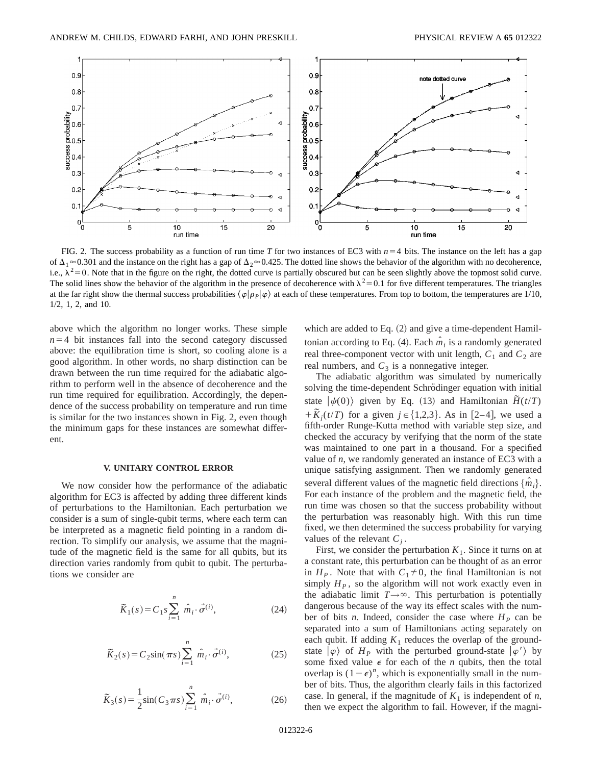FIG. 2. The success probability as a function of run time $T$ for two instances of EC3 with $n=4$ bits. The instance on the left has a gap of $\Delta_1 \approx 0.301$ and the instance on the right has a gap of $\Delta_2 \approx 0.425$. The dotted line shows the behavior of the algorithm with no decoherence, i.e., $\lambda^2=0$. Note that in the figure on the right, the dotted curve is partially obscured but can be seen slightly above the topmost solid curve. The solid lines show the behavior of the algorithm in the presence of decoherence with $\lambda^2=0.1$ for five different temperatures. The triangles at the far right show the thermal success probabilities $\langle \varphi | \rho_P | \varphi \rangle$ at each of these temperatures. From top to bottom, the temperatures are 1/10, 1/2, 1, 2, and 10.

above which the algorithm no longer works. These simple $n=4$ bit instances fall into the second category discussed above: the equilibration time is short, so cooling alone is a good algorithm. In other words, no sharp distinction can be drawn between the run time required for the adiabatic algorithm to perform well in the absence of decoherence and the run time required for equilibration. Accordingly, the dependence of the success probability on temperature and run time is similar for the two instances shown in Fig. 2, even though the minimum gaps for these instances are somewhat different.

## V. UNITARY CONTROL ERROR

We now consider how the performance of the adiabatic algorithm for EC3 is affected by adding three different kinds of perturbations to the Hamiltonian. Each perturbation we consider is a sum of single-qubit terms, where each term can be interpreted as a magnetic field pointing in a random direction. To simplify our analysis, we assume that the magnitude of the magnetic field is the same for all qubits, but its direction varies randomly from qubit to qubit. The perturbations we consider are

$$\tilde{K}_1(s) = C_1 s \sum_{i=1}^{n} \hat{m}_i \cdot \vec{\sigma}^{(i)}, \tag{24}$$

$$\tilde{K}_2(s) = C_2 \sin(\pi s) \sum_{i=1}^{n} \hat{m}_i \cdot \vec{\sigma}^{(i)}, \tag{25}$$

$$\tilde{K}_3(s) = \frac{1}{2} \sin(C_3 \pi s) \sum_{i=1}^{n} \hat{m}_i \cdot \vec{\sigma}^{(i)}, \tag{26}$$

which are added to Eq. (2) and give a time-dependent Hamiltonian according to Eq. (4). Each $\hat{m}_i$ is a randomly generated real three-component vector with unit length, $C_1$ and $C_2$ are real numbers, and $C_3$ is a nonnegative integer.

The adiabatic algorithm was simulated by numerically solving the time-dependent Schrödinger equation with initial state $|\psi(0)\rangle$ given by Eq. (13) and Hamiltonian $\tilde{H}(t/T) + \tilde{K}_j(t/T)$ for a given $j \in \{1,2,3\}$. As in [2–4], we used a fifth-order Runge-Kutta method with variable step size, and checked the accuracy by verifying that the norm of the state was maintained to one part in a thousand. For a specified value of $n$, we randomly generated an instance of EC3 with a unique satisfying assignment. Then we randomly generated several different values of the magnetic field directions $\{\hat{m}_i\}$. For each instance of the problem and the magnetic field, the run time was chosen so that the success probability without the perturbation was reasonably high. With this run time fixed, we then determined the success probability for varying values of the relevant $C_j$.

First, we consider the perturbation $K_1$. Since it turns on at a constant rate, this perturbation can be thought of as an error in $H_P$. Note that with $C_1 \neq 0$, the final Hamiltonian is not simply $H_P$, so the algorithm will not work exactly even in the adiabatic limit $T \to \infty$. This perturbation is potentially dangerous because of the way its effect scales with the number of bits $n$. Indeed, consider the case where $H_P$ can be separated into a sum of Hamiltonians acting separately on each qubit. If adding $K_1$ reduces the overlap of the ground-state $|\varphi\rangle$ of $H_P$ with the perturbed ground-state $|\varphi'\rangle$ by some fixed value $\epsilon$ for each of the $n$ qubits, then the total overlap is $(1-\epsilon)^n$, which is exponentially small in the number of bits. Thus, the algorithm clearly fails in this factorized case. In general, if the magnitude of $K_1$ is independent of $n$, then we expect the algorithm to fail. However, if the magni-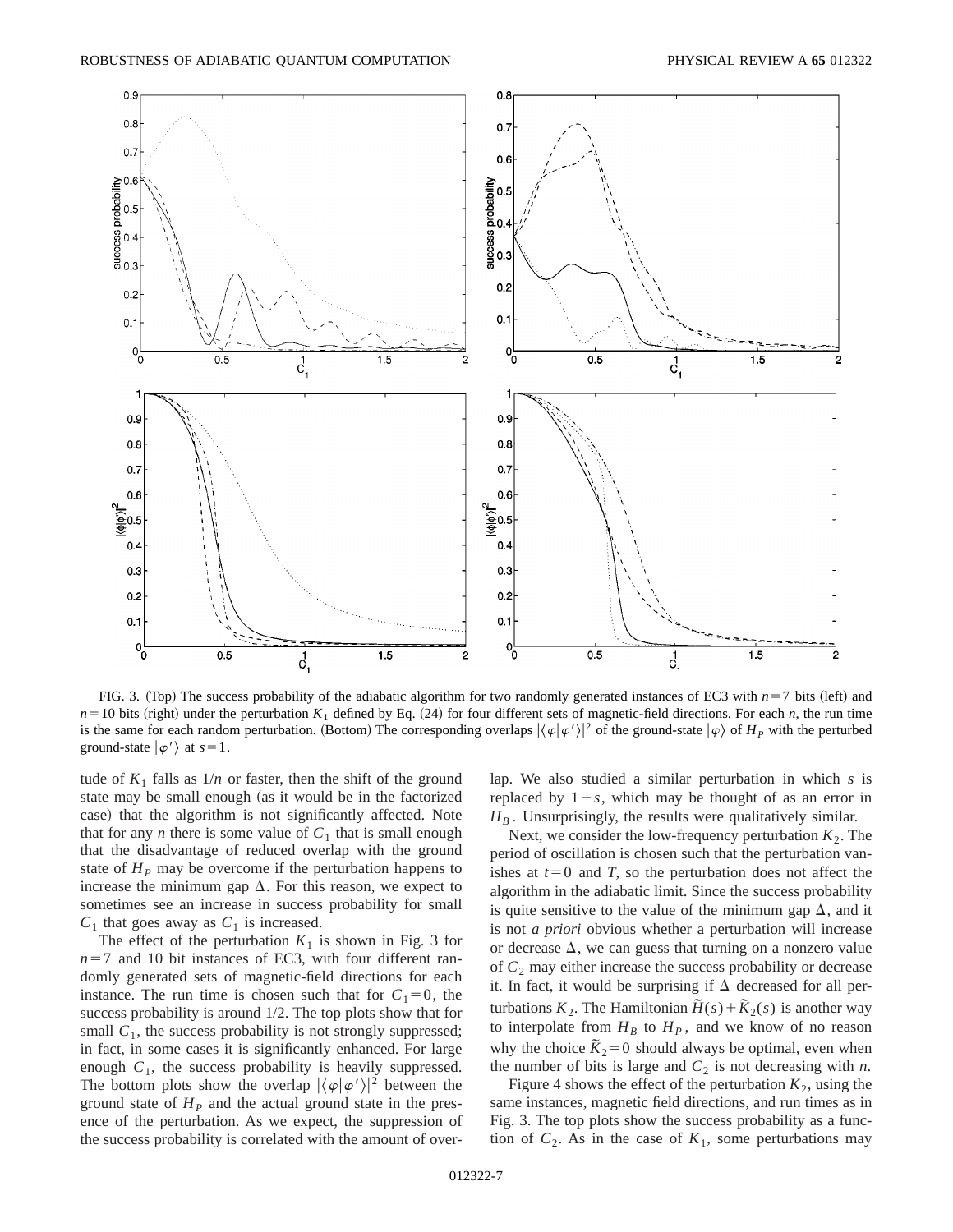FIG. 3. (Top) The success probability of the adiabatic algorithm for two randomly generated instances of EC3 with $n=7$ bits (left) and $n=10$ bits (right) under the perturbation $K_1$ defined by Eq. (24) for four different sets of magnetic-field directions. For each $n$, the run time is the same for each random perturbation. (Bottom) The corresponding overlaps $|\langle\varphi|\varphi'\rangle|^2$ of the ground-state $|\varphi\rangle$ of $H_P$ with the perturbed ground-state $|\varphi'\rangle$ at $s=1$.

tude of $K_1$ falls as $1/n$ or faster, then the shift of the ground state may be small enough (as it would be in the factorized case) that the algorithm is not significantly affected. Note that for any $n$ there is some value of $C_1$ that is small enough that the disadvantage of reduced overlap with the ground state of $H_P$ may be overcome if the perturbation happens to increase the minimum gap $\Delta$. For this reason, we expect to sometimes see an increase in success probability for small $C_1$ that goes away as $C_1$ is increased.

The effect of the perturbation $K_1$ is shown in Fig. 3 for $n=7$ and 10 bit instances of EC3, with four different randomly generated sets of magnetic-field directions for each instance. The run time is chosen such that for $C_1=0$, the success probability is around 1/2. The top plots show that for small $C_1$, the success probability is not strongly suppressed; in fact, in some cases it is significantly enhanced. For large enough $C_1$, the success probability is heavily suppressed. The bottom plots show the overlap $|\langle\varphi|\varphi'\rangle|^2$ between the ground state of $H_P$ and the actual ground state in the presence of the perturbation. As we expect, the suppression of the success probability is correlated with the amount of overlap. We also studied a similar perturbation in which $s$ is replaced by $1-s$, which may be thought of as an error in $H_B$. Unsurprisingly, the results were qualitatively similar.

Next, we consider the low-frequency perturbation $K_2$. The period of oscillation is chosen such that the perturbation vanishes at $t=0$ and $T$, so the perturbation does not affect the algorithm in the adiabatic limit. Since the success probability is quite sensitive to the value of the minimum gap $\Delta$, and it is not *a priori* obvious whether a perturbation will increase or decrease $\Delta$, we can guess that turning on a nonzero value of $C_2$ may either increase the success probability or decrease it. In fact, it would be surprising if $\Delta$ decreased for all perturbations $K_2$. The Hamiltonian $\tilde{H}(s)+\tilde{K}_2(s)$ is another way to interpolate from $H_B$ to $H_P$, and we know of no reason why the choice $\tilde{K}_2=0$ should always be optimal, even when the number of bits is large and $C_2$ is not decreasing with $n$.

Figure 4 shows the effect of the perturbation $K_2$, using the same instances, magnetic field directions, and run times as in Fig. 3. The top plots show the success probability as a function of $C_2$. As in the case of $K_1$, some perturbations may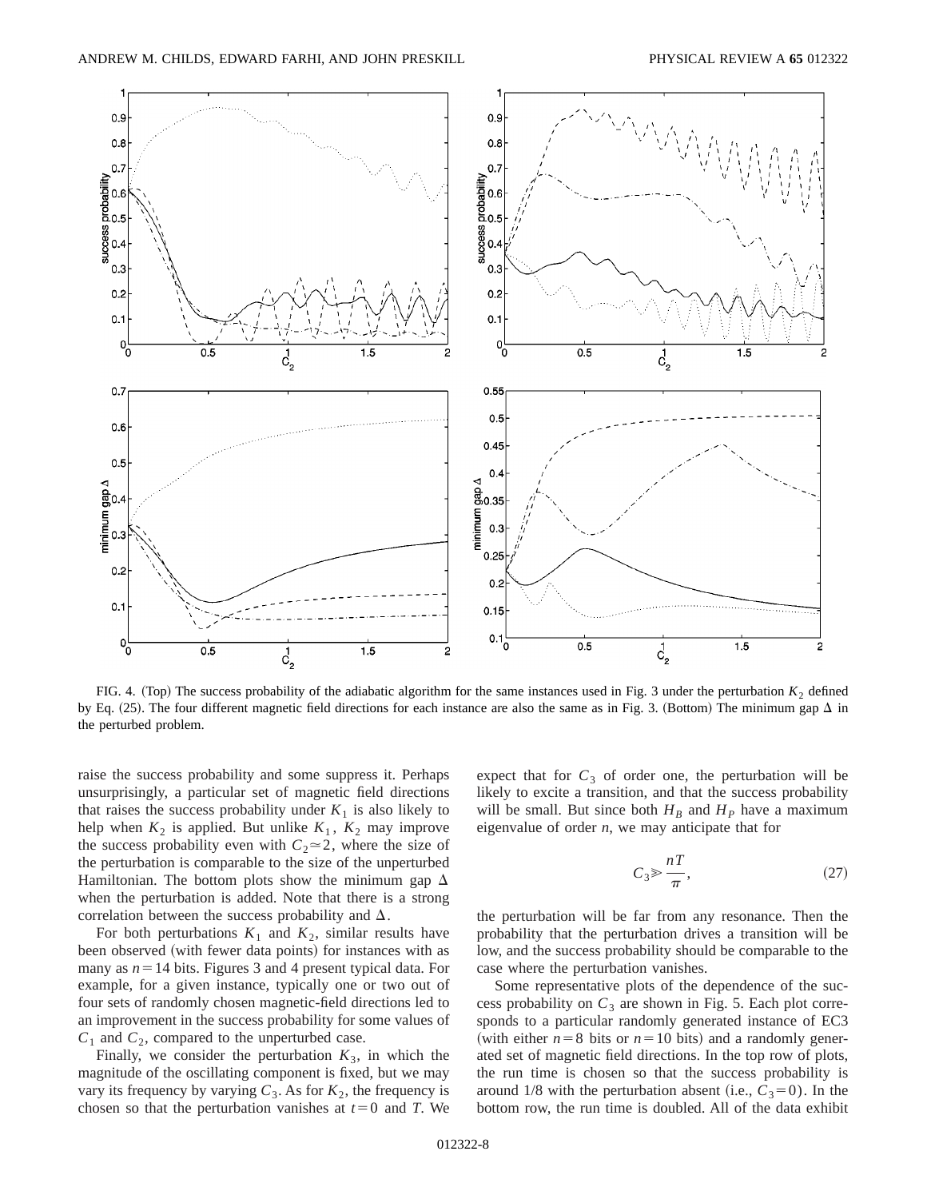FIG. 4. (Top) The success probability of the adiabatic algorithm for the same instances used in Fig. 3 under the perturbation $K_2$ defined by Eq. (25). The four different magnetic field directions for each instance are also the same as in Fig. 3. (Bottom) The minimum gap $\Delta$ in the perturbed problem.

raise the success probability and some suppress it. Perhaps unsurprisingly, a particular set of magnetic field directions that raises the success probability under $K_1$ is also likely to help when $K_2$ is applied. But unlike $K_1$, $K_2$ may improve the success probability even with $C_2 \simeq 2$, where the size of the perturbation is comparable to the size of the unperturbed Hamiltonian. The bottom plots show the minimum gap $\Delta$ when the perturbation is added. Note that there is a strong correlation between the success probability and $\Delta$.

For both perturbations $K_1$ and $K_2$, similar results have been observed (with fewer data points) for instances with as many as $n = 14$ bits. Figures 3 and 4 present typical data. For example, for a given instance, typically one or two out of four sets of randomly chosen magnetic-field directions led to an improvement in the success probability for some values of $C_1$ and $C_2$, compared to the unperturbed case.

Finally, we consider the perturbation $K_3$, in which the magnitude of the oscillating component is fixed, but we may vary its frequency by varying $C_3$. As for $K_2$, the frequency is chosen so that the perturbation vanishes at $t = 0$ and $T$. We expect that for $C_3$ of order one, the perturbation will be likely to excite a transition, and that the success probability will be small. But since both $H_B$ and $H_P$ have a maximum eigenvalue of order $n$, we may anticipate that for

$$C_3 \gg \frac{nT}{\pi}, \tag{27}$$

the perturbation will be far from any resonance. Then the probability that the perturbation drives a transition will be low, and the success probability should be comparable to the case where the perturbation vanishes.

Some representative plots of the dependence of the success probability on $C_3$ are shown in Fig. 5. Each plot corresponds to a particular randomly generated instance of EC3 (with either $n = 8$ bits or $n = 10$ bits) and a randomly generated set of magnetic field directions. In the top row of plots, the run time is chosen so that the success probability is around 1/8 with the perturbation absent (i.e., $C_3 = 0$). In the bottom row, the run time is doubled. All of the data exhibit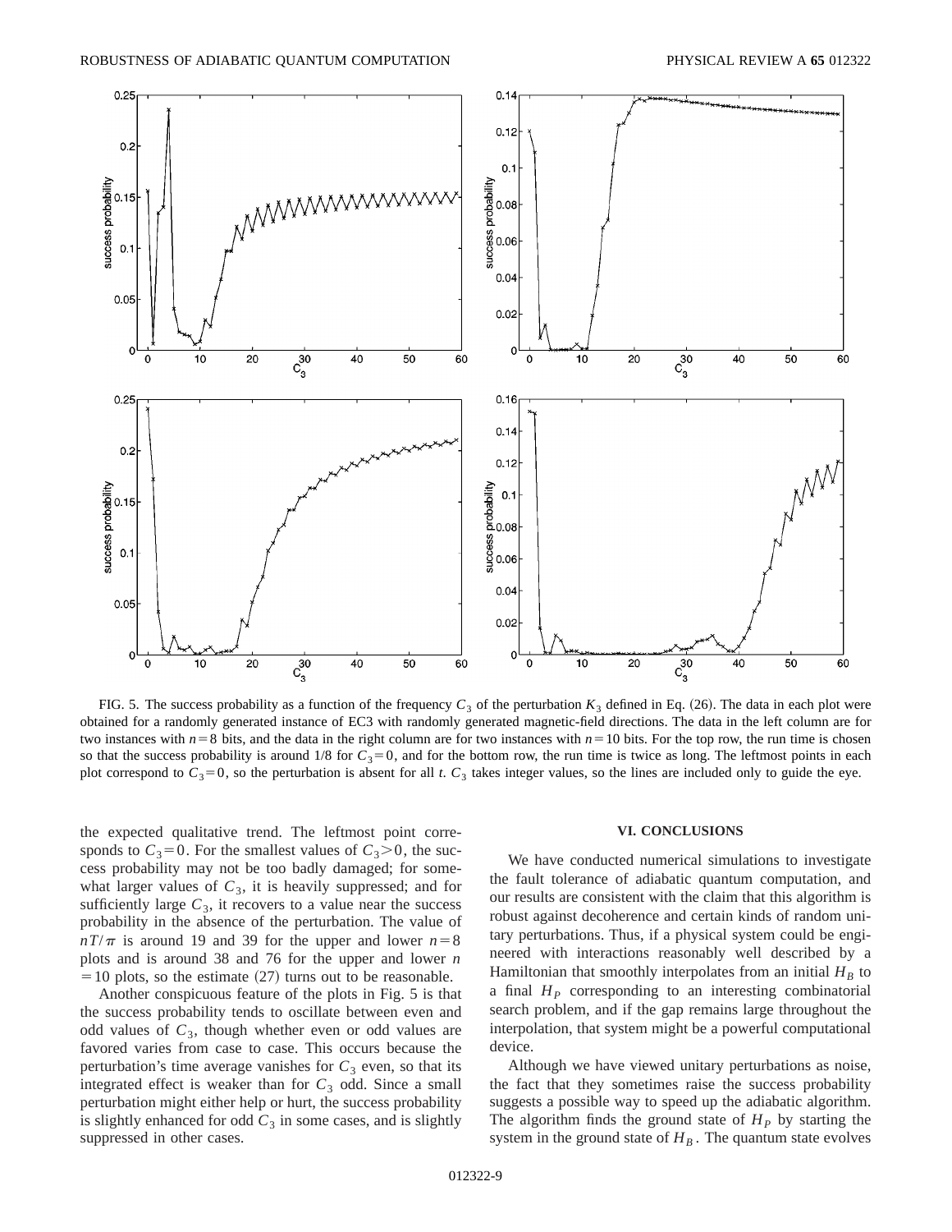FIG. 5. The success probability as a function of the frequency $C_3$ of the perturbation $K_3$ defined in Eq. (26). The data in each plot were obtained for a randomly generated instance of EC3 with randomly generated magnetic-field directions. The data in the left column are for two instances with $n=8$ bits, and the data in the right column are for two instances with $n=10$ bits. For the top row, the run time is chosen so that the success probability is around 1/8 for $C_3=0$, and for the bottom row, the run time is twice as long. The leftmost points in each plot correspond to $C_3=0$, so the perturbation is absent for all $t$. $C_3$ takes integer values, so the lines are included only to guide the eye.

the expected qualitative trend. The leftmost point corresponds to $C_3=0$. For the smallest values of $C_3>0$, the success probability may not be too badly damaged; for somewhat larger values of $C_3$, it is heavily suppressed; and for sufficiently large $C_3$, it recovers to a value near the success probability in the absence of the perturbation. The value of $nT/\pi$ is around 19 and 39 for the upper and lower $n=8$ plots and is around 38 and 76 for the upper and lower $n=10$ plots, so the estimate (27) turns out to be reasonable.

Another conspicuous feature of the plots in Fig. 5 is that the success probability tends to oscillate between even and odd values of $C_3$, though whether even or odd values are favored varies from case to case. This occurs because the perturbation's time average vanishes for $C_3$ even, so that its integrated effect is weaker than for $C_3$ odd. Since a small perturbation might either help or hurt, the success probability is slightly enhanced for odd $C_3$ in some cases, and is slightly suppressed in other cases.

## VI. CONCLUSIONS

We have conducted numerical simulations to investigate the fault tolerance of adiabatic quantum computation, and our results are consistent with the claim that this algorithm is robust against decoherence and certain kinds of random unitary perturbations. Thus, if a physical system could be engineered with interactions reasonably well described by a Hamiltonian that smoothly interpolates from an initial $H_B$ to a final $H_P$ corresponding to an interesting combinatorial search problem, and if the gap remains large throughout the interpolation, that system might be a powerful computational device.

Although we have viewed unitary perturbations as noise, the fact that they sometimes raise the success probability suggests a possible way to speed up the adiabatic algorithm. The algorithm finds the ground state of $H_P$ by starting the system in the ground state of $H_B$. The quantum state evolves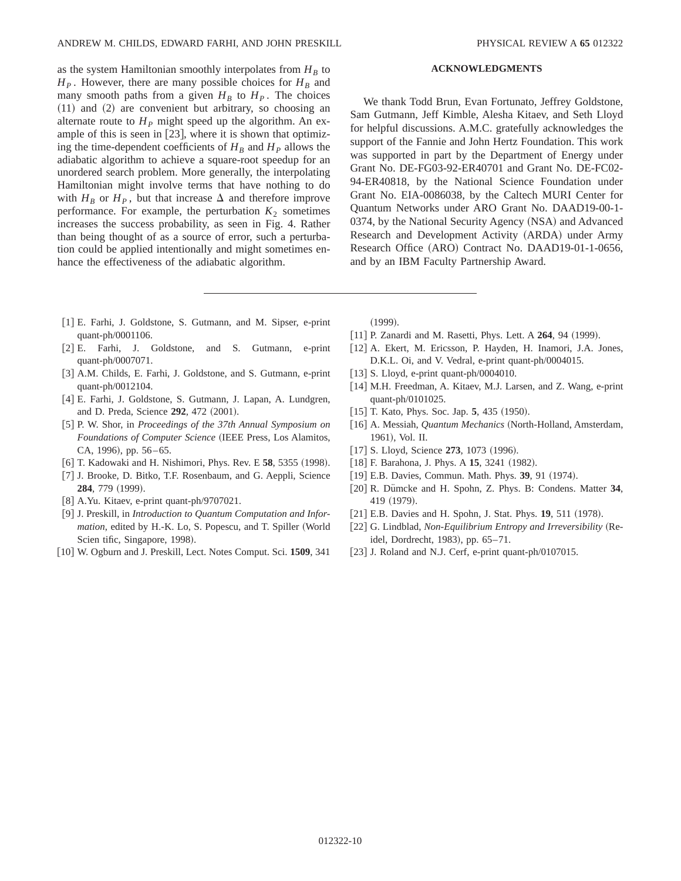as the system Hamiltonian smoothly interpolates from $H_B$ to $H_P$. However, there are many possible choices for $H_B$ and many smooth paths from a given $H_B$ to $H_P$. The choices (11) and (2) are convenient but arbitrary, so choosing an alternate route to $H_P$ might speed up the algorithm. An example of this is seen in [23], where it is shown that optimizing the time-dependent coefficients of $H_B$ and $H_P$ allows the adiabatic algorithm to achieve a square-root speedup for an unordered search problem. More generally, the interpolating Hamiltonian might involve terms that have nothing to do with $H_B$ or $H_P$, but that increase $\Delta$ and therefore improve performance. For example, the perturbation $K_2$ sometimes increases the success probability, as seen in Fig. 4. Rather than being thought of as a source of error, such a perturbation could be applied intentionally and might sometimes enhance the effectiveness of the adiabatic algorithm.

## ACKNOWLEDGMENTS

We thank Todd Brun, Evan Fortunato, Jeffrey Goldstone, Sam Gutmann, Jeff Kimble, Alesha Kitaev, and Seth Lloyd for helpful discussions. A.M.C. gratefully acknowledges the support of the Fannie and John Hertz Foundation. This work was supported in part by the Department of Energy under Grant No. DE-FG03-92-ER40701 and Grant No. DE-FC02-94-ER40818, by the National Science Foundation under Grant No. EIA-0086038, by the Caltech MURI Center for Quantum Networks under ARO Grant No. DAAD19-00-1-0374, by the National Security Agency (NSA) and Advanced Research and Development Activity (ARDA) under Army Research Office (ARO) Contract No. DAAD19-01-1-0656, and by an IBM Faculty Partnership Award.

---

[1] E. Farhi, J. Goldstone, S. Gutmann, and M. Sipser, e-print quant-ph/0001106.

[2] E. Farhi, J. Goldstone, and S. Gutmann, e-print quant-ph/0007071.

[3] A.M. Childs, E. Farhi, J. Goldstone, and S. Gutmann, e-print quant-ph/0012104.

[4] E. Farhi, J. Goldstone, S. Gutmann, J. Lapan, A. Lundgren, and D. Preda, Science **292**, 472 (2001).

[5] P. W. Shor, in *Proceedings of the 37th Annual Symposium on Foundations of Computer Science* (IEEE Press, Los Alamitos, CA, 1996), pp. 56–65.

[6] T. Kadowaki and H. Nishimori, Phys. Rev. E **58**, 5355 (1998).

[7] J. Brooke, D. Bitko, T.F. Rosenbaum, and G. Aeppli, Science **284**, 779 (1999).

[8] A.Yu. Kitaev, e-print quant-ph/9707021.

[9] J. Preskill, in *Introduction to Quantum Computation and Information*, edited by H.-K. Lo, S. Popescu, and T. Spiller (World Scien tific, Singapore, 1998).

[10] W. Ogburn and J. Preskill, Lect. Notes Comput. Sci. **1509**, 341 (1999).

[11] P. Zanardi and M. Rasetti, Phys. Lett. A **264**, 94 (1999).

[12] A. Ekert, M. Ericsson, P. Hayden, H. Inamori, J.A. Jones, D.K.L. Oi, and V. Vedral, e-print quant-ph/0004015.

[13] S. Lloyd, e-print quant-ph/0004010.

[14] M.H. Freedman, A. Kitaev, M.J. Larsen, and Z. Wang, e-print quant-ph/0101025.

[15] T. Kato, Phys. Soc. Jap. **5**, 435 (1950).

[16] A. Messiah, *Quantum Mechanics* (North-Holland, Amsterdam, 1961), Vol. II.

[17] S. Lloyd, Science **273**, 1073 (1996).

[18] F. Barahona, J. Phys. A **15**, 3241 (1982).

[19] E.B. Davies, Commun. Math. Phys. **39**, 91 (1974).

[20] R. Dümcke and H. Spohn, Z. Phys. B: Condens. Matter **34**, 419 (1979).

[21] E.B. Davies and H. Spohn, J. Stat. Phys. **19**, 511 (1978).

[22] G. Lindblad, *Non-Equilibrium Entropy and Irreversibility* (Reidel, Dordrecht, 1983), pp. 65–71.

[23] J. Roland and N.J. Cerf, e-print quant-ph/0107015.